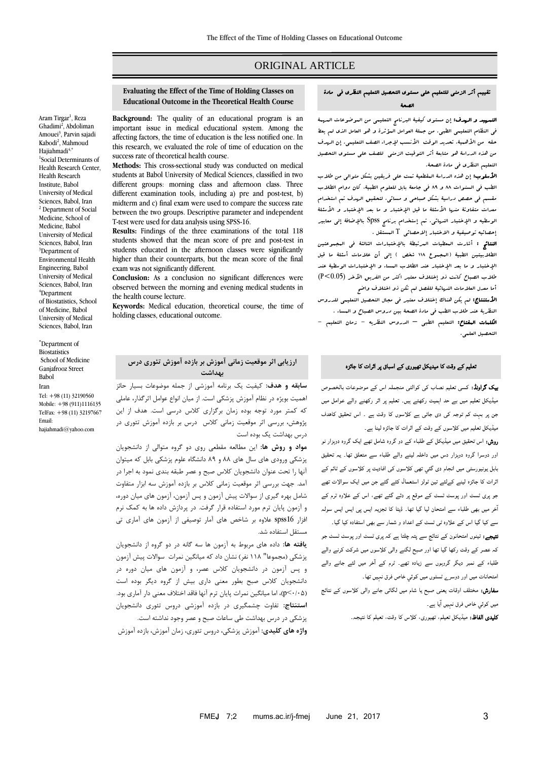ORIGINAL ARTICLE

## Evaluating the Effect of the Time of Holding Classes on Educational Outcome in the Theoretical Health Course

Aram Tirgar[1], Reza Ghadimi[2], Abdoliman Amouei[3], Parvin sajadi Kabodi[2], Mahmoud Hajiahmadi[4,*]

[1]Social Determinants of Health Research Center, Health Research Institute, Babol University of Medical Sciences, Babol, Iran
[2] Department of Social Medicine, School of Medicine, Babol University of Medical Sciences, Babol, Iran
[3]Department of Environmental Health Engineering, Babol University of Medical Sciences, Babol, Iran
[4]Department of Biostatistics, School of Medicine, Babol University of Medical Sciences, Babol, Iran

*Department of Biostatistics
School of Medicine
Ganjafrooz Street
Babol
Iran
Tel: +98 (11) 32190560
Mobile: +98 (911)1116135
TelFax: +98 (11) 32197667
Email: hajiahmadi@yahoo.com

**Background:** The quality of an educational program is an important issue in medical educational system. Among the affecting factors, the time of education is the less notified one. In this research, we evaluated the role of time of education on the success rate of theoretical health course.

**Methods:** This cross-sectional study was conducted on medical students at Babol University of Medical Sciences, classified in two different groups: morning class and afternoon class. Three different examination tools, including a) pre and post-test, b) midterm and c) final exam were used to compare the success rate between the two groups. Descriptive parameter and independent T-test were used for data analysis using SPSS-16.

**Results:** Findings of the three examinations of the total 118 students showed that the mean score of pre and post-test in students educated in the afternoon classes were significantly higher than their counterparts, but the mean score of the final exam was not significantly different.

**Conclusion:** As a conclusion no significant differences were observed between the morning and evening medical students in the health course lecture.

**Keywords:** Medical education, theoretical course, the time of holding classes, educational outcome.

## ارزیابی اثر موقعیت زمانی آموزش بر بازده آموزش تئوری درس بهداشت

**سابقه و هدف:** کیفیت یک برنامه آموزشی از جمله موضوعات بسیار حائز اهمیت بویژه در نظام آموزش پزشکی است. از میان انواع عوامل اثرگذار، عاملی که کمتر مورد توجه بوده زمان برگزاری کلاس درسی است. هدف از این پژوهش، بررسی اثر موقعیت زمانی کلاس درس بر بازده آموزش تئوری در درس بهداشت یک بوده است

**مواد و روش ها:** این مطالعه مقطعی روی دو گروه متوالی از دانشجویان پزشکی ورودی های سال های ۸۸ و ۸۹ دانشگاه علوم پزشکی بابل که میتوان آنها را تحت عنوان دانشجویان کلاس صبح و عصر طبقه بندی نمود به اجرا در آمد. جهت بررسی اثر موقعیت زمانی کلاس بر بازده آموزش سه ابزار متفاوت شامل بهره گیری از سوالات پیش آزمون و پس آزمون، آزمون های میان دوره، و آزمون پایان ترم مورد استفاده قرار گرفت. در پردازش داده ها به کمک نرم افزار spss16 علاوه بر شاخص های آمار توصیفی از آزمون های آماری تی مستقل استفاده شد.

**یافته ها:** داده های مربوط به آزمون ها سه گانه در دو گروه از دانشجویان پزشکی (مجموعا" ۱۱۸ نفر) نشان داد که میانگین نمرات سوالات پیش آزمون و پس آزمون در دانشجویان کلاس عصر، و آزمون های میان دوره در دانشجویان کلاس صبح بطور معنی داری بیش از گروه دیگر بوده است (p<۰/۰۵)، اما میانگین نمرات پایان ترم آنها فاقد اختلاف معنی دار آماری بود.

**استنتاج:** تفاوت چشمگیری در بازده آموزشی دروس تئوری دانشجویان پزشکی در درس بهداشت طی ساعات صبح و عصر وجود نداشته است.

**واژه های کلیدی:** آموزش پزشکی، دروس تئوری، زمان آموزش، بازده آموزش

## تقييم أثر الزمنى للتعليم على مستوى التحصيل التعليم النظرى فى مادة الصحة

**التمهيد و الهدف:** إن مستوى كيفية البرنامج التعليمى من الموضوعات المهمة فى النظام التعليمى الطبى. من جملة العوامل المؤثرة و هو العامل الذى لم يعط حقه من الأهمية. تحديد الوقت الأنسب لإجراء الصف التعليمى. إن الهدف من هذه الدراسة هو متابعة أثر التوقيت الزمنى للصف على مستوى التحصيل التعليم النظرى فى مادة الصحة.

**الأسلوب:** إن هذه الدراسة المقطعية تمت على فريقين بشكل متوالى من طلاب الطب فى السنوات ۸۸ و ۸۹ فى جامعة بابل للعلوم الطبية. كان دوام الطلاب مقسم فى حصص دراسية بشكل صباحى و مسائى. لتحقيق الهدف تم استخدام معدات متفاوتة منها الأسئلة ما قبل الإختبار و ما بعد الإختبار و الأسئلة الوسطيه و الإختبار النهائى. تم إستخدام برنامج Spss بالإضافة إلى معايير إحصائيه توصيفية و الاختبار الاحصائى T المستقل .

**النتائج :** أشارت المعطيات المرتبطة بالإختبارات الثالثة فى المجموعتين الطلابيتين الطبية (المجموع ۱۱۸ شخص ) إلى أن علامات أسئلة ما قبل الإختبار و ما بعد الإختبار عند الطلاب المساء و الإختبارات الوسطية عند طلاب الصباح كانت ذو إختلاف معتبر اكثر من الفريق الآخر (P<0.05) أما معدل العلامات النهائية للفصل لم تكن ذو اختلاف واضح

**الأستنتاج:** لم يكن هناك إختلاف معتبر فى مجال التحصيل التعليمى للدروس النظرية عند طلاب الطب فى مادة الصحة بين دروس الصباح و المساء .

**الكلمات المفتاح:** التعليم الطبى – الدروس النظريه – زمان التعليم – التحصيل العلمى.

## تعلیم کے وقت کا میڈیکل تھیوری کے اسباق پر اثرات کا جائزہ

**بیک گراونڈ:** کسی تعلیم نصاب کی کوالٹی منجملہ ان کے موضوعات بالخصوص میڈیکل تعلیم میں بے حد اہمیت رکھتے ہیں۔ تعلیم پر اثر رکھنے والے عوامل میں جن پر بہت کم توجہ کی دی جاتی ہے کلاسوں کا وقت ہے ۔ اس تحقیق کاھدف میڈیکل تعلیم میں کلاسوں کے وقت کے اثرات کا جائزہ لینا ہے۔

**روش:** اس تحقیق میں میڈیکل کے طلباء کے دو گروہ شامل تھے ایک گروہ دوہزار نو اور دوسرا گروہ دوہزار دس میں داخلہ لینے والے طلباء سے متعلق تھا۔ یہ تحقیق بابل یونیورسٹی میں انجام دی گئي تھی کلاسوں کی افادیت پر کلاسوں کے ٹائم کے اثرات کا جائزہ لینے کےلئے تین ٹولز استعمال کئے گئے جن میں ایک سوالات تھے جو پری ٹسٹ اور پوسٹ ٹسٹ کے موقع پر دئے گئے تھے، اس کے علاوہ ٹرم کے آخر میں بھی طلباء سے امتحان لیا گيا تھا۔ ڈیٹا کا تجزیہ ایس پی ایس ایس سولہ سے کیا گيا اس کے علاوہ ٹی ٹسٹ کے اعداد و شمار سے بھی استفادہ کیا گيا۔

**نتیجے:** تینوں امتحانوں کے نتائج سے پتہ چلتا ہے کہ پری ٹسٹ اور پوسٹ ٹسٹ جو کہ عصر کے وقت رکھا گيا تھا اور صبح لگنے والی کلاسوں میں شرکت کرنے والے طلباء کے نمبر دیگر گروہوں سے زیادہ تھے۔ ٹرم کے آخر میں لئے جانے والے امتحانات میں اور دوسرے ٹسٹوں میں کوئي خاص فرق نہیں تھا۔

**سفارش:** مختلف اوقات یعنی صبح یا شام میں لگائي جانے والی کلاسوں کے نتائج میں کوئي خاص فرق نہیں آیا ہے۔

**کلیدی الفاظ:** میڈیکل تعلیم، تھیوری، کلاس کا وقت، تعلیم کا نتیجہ۔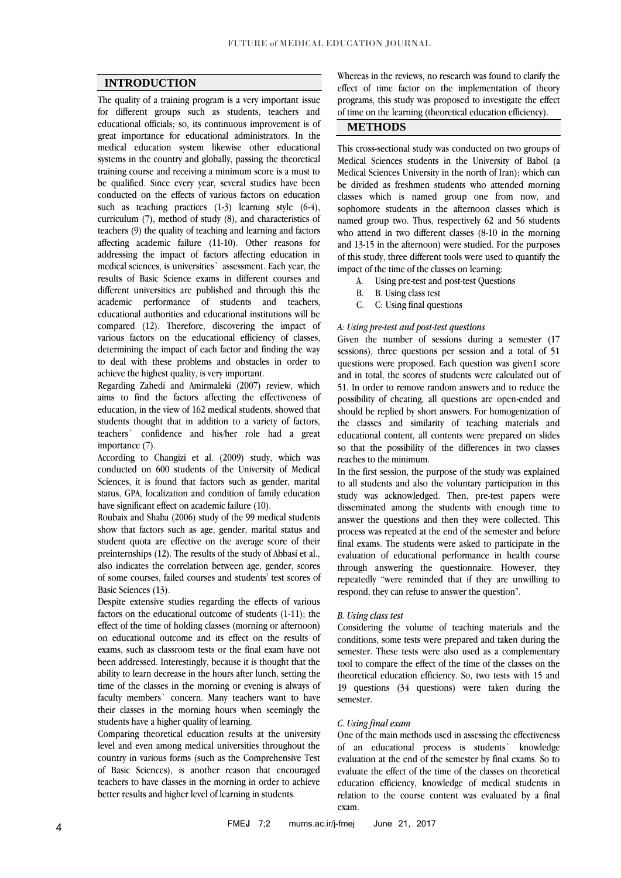## INTRODUCTION

The quality of a training program is a very important issue for different groups such as students, teachers and educational officials; so, its continuous improvement is of great importance for educational administrators. In the medical education system likewise other educational systems in the country and globally, passing the theoretical training course and receiving a minimum score is a must to be qualified. Since every year, several studies have been conducted on the effects of various factors on education such as teaching practices (1-3) learning style (6-4), curriculum (7), method of study (8), and characteristics of teachers (9) the quality of teaching and learning and factors affecting academic failure (11-10). Other reasons for addressing the impact of factors affecting education in medical sciences, is universities` assessment. Each year, the results of Basic Science exams in different courses and different universities are published and through this the academic performance of students and teachers, educational authorities and educational institutions will be compared (12). Therefore, discovering the impact of various factors on the educational efficiency of classes, determining the impact of each factor and finding the way to deal with these problems and obstacles in order to achieve the highest quality, is very important.

Regarding Zahedi and Amirmaleki (2007) review, which aims to find the factors affecting the effectiveness of education, in the view of 162 medical students, showed that students thought that in addition to a variety of factors, teachers` confidence and his/her role had a great importance (7).

According to Changizi et al. (2009) study, which was conducted on 600 students of the University of Medical Sciences, it is found that factors such as gender, marital status, GPA, localization and condition of family education have significant effect on academic failure (10).

Roubaix and Shaba (2006) study of the 99 medical students show that factors such as age, gender, marital status and student quota are effective on the average score of their preinternships (12). The results of the study of Abbasi et al., also indicates the correlation between age, gender, scores of some courses, failed courses and students' test scores of Basic Sciences (13).

Despite extensive studies regarding the effects of various factors on the educational outcome of students (1-11); the effect of the time of holding classes (morning or afternoon) on educational outcome and its effect on the results of exams, such as classroom tests or the final exam have not been addressed. Interestingly, because it is thought that the ability to learn decrease in the hours after lunch, setting the time of the classes in the morning or evening is always of faculty members` concern. Many teachers want to have their classes in the morning hours when seemingly the students have a higher quality of learning.

Comparing theoretical education results at the university level and even among medical universities throughout the country in various forms (such as the Comprehensive Test of Basic Sciences), is another reason that encouraged teachers to have classes in the morning in order to achieve better results and higher level of learning in students.

Whereas in the reviews, no research was found to clarify the effect of time factor on the implementation of theory programs, this study was proposed to investigate the effect of time on the learning (theoretical education efficiency).

## METHODS

This cross-sectional study was conducted on two groups of Medical Sciences students in the University of Babol (a Medical Sciences University in the north of Iran); which can be divided as freshmen students who attended morning classes which is named group one from now, and sophomore students in the afternoon classes which is named group two. Thus, respectively 62 and 56 students who attend in two different classes (8-10 in the morning and 13-15 in the afternoon) were studied. For the purposes of this study, three different tools were used to quantify the impact of the time of the classes on learning:

A. Using pre-test and post-test Questions
B. B. Using class test
C. C: Using final questions

*A: Using pre-test and post-test questions*

Given the number of sessions during a semester (17 sessions), three questions per session and a total of 51 questions were proposed. Each question was given1 score and in total, the scores of students were calculated out of 51. In order to remove random answers and to reduce the possibility of cheating, all questions are open-ended and should be replied by short answers. For homogenization of the classes and similarity of teaching materials and educational content, all contents were prepared on slides so that the possibility of the differences in two classes reaches to the minimum.

In the first session, the purpose of the study was explained to all students and also the voluntary participation in this study was acknowledged. Then, pre-test papers were disseminated among the students with enough time to answer the questions and then they were collected. This process was repeated at the end of the semester and before final exams. The students were asked to participate in the evaluation of educational performance in health course through answering the questionnaire. However, they repeatedly "were reminded that if they are unwilling to respond, they can refuse to answer the question".

*B. Using class test*

Considering the volume of teaching materials and the conditions, some tests were prepared and taken during the semester. These tests were also used as a complementary tool to compare the effect of the time of the classes on the theoretical education efficiency. So, two tests with 15 and 19 questions (34 questions) were taken during the semester.

*C. Using final exam*

One of the main methods used in assessing the effectiveness of an educational process is students` knowledge evaluation at the end of the semester by final exams. So to evaluate the effect of the time of the classes on theoretical education efficiency, knowledge of medical students in relation to the course content was evaluated by a final exam.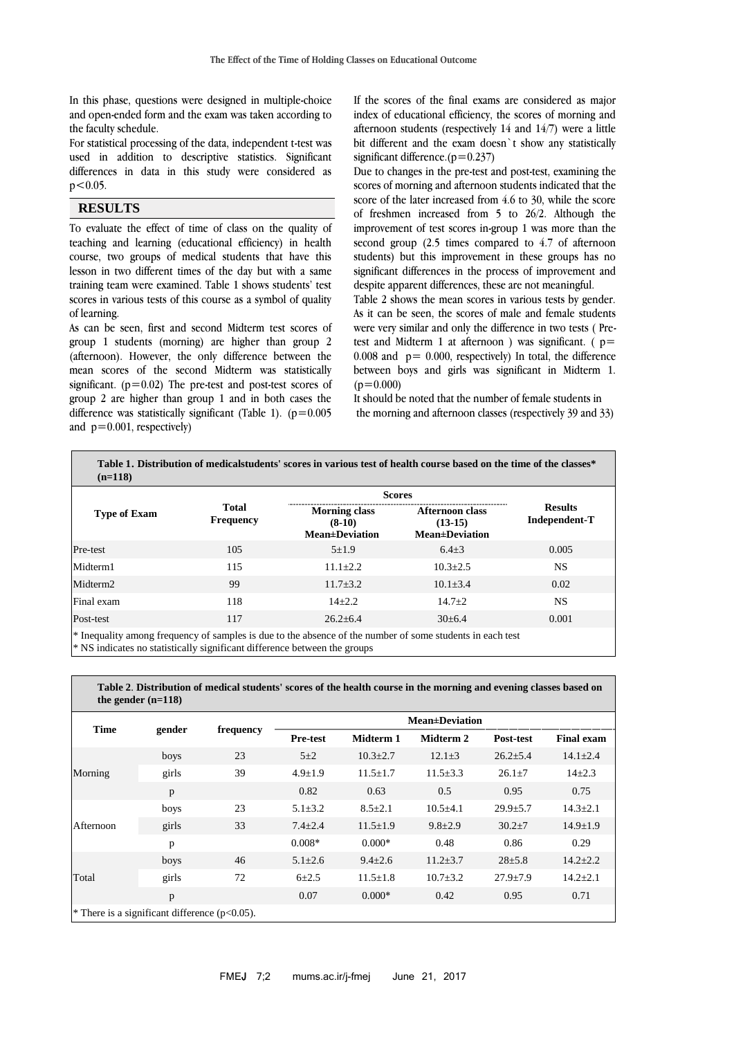In this phase, questions were designed in multiple-choice and open-ended form and the exam was taken according to the faculty schedule.

For statistical processing of the data, independent t-test was used in addition to descriptive statistics. Significant differences in data in this study were considered as $p<0.05$.

## RESULTS

To evaluate the effect of time of class on the quality of teaching and learning (educational efficiency) in health course, two groups of medical students that have this lesson in two different times of the day but with a same training team were examined. Table 1 shows students' test scores in various tests of this course as a symbol of quality of learning.

As can be seen, first and second Midterm test scores of group 1 students (morning) are higher than group 2 (afternoon). However, the only difference between the mean scores of the second Midterm was statistically significant. ($p=0.02$) The pre-test and post-test scores of group 2 are higher than group 1 and in both cases the difference was statistically significant (Table 1). ($p=0.005$ and $p=0.001$, respectively)

If the scores of the final exams are considered as major index of educational efficiency, the scores of morning and afternoon students (respectively 14 and 14/7) were a little bit different and the exam doesn`t show any statistically significant difference.($p=0.237$)

Due to changes in the pre-test and post-test, examining the scores of morning and afternoon students indicated that the score of the later increased from 4.6 to 30, while the score of freshmen increased from 5 to 26/2. Although the improvement of test scores in-group 1 was more than the second group (2.5 times compared to 4.7 of afternoon students) but this improvement in these groups has no significant differences in the process of improvement and despite apparent differences, these are not meaningful.

Table 2 shows the mean scores in various tests by gender. As it can be seen, the scores of male and female students were very similar and only the difference in two tests ( Pre-test and Midterm 1 at afternoon ) was significant. ( $p=0.008$ and $p=0.000$, respectively) In total, the difference between boys and girls was significant in Midterm 1. ($p=0.000$)

It should be noted that the number of female students in the morning and afternoon classes (respectively 39 and 33)

**Table 1. Distribution of medicalstudents' scores in various test of health course based on the time of the classes\* (n=118)**

| Type of Exam | Total Frequency | Scores | | Results Independent-T |
|---|---|---|---|---|
| | | Morning class (8-10) Mean±Deviation | Afternoon class (13-15) Mean±Deviation | |
| Pre-test | 105 | 5±1.9 | 6.4±3 | 0.005 |
| Midterm1 | 115 | 11.1±2.2 | 10.3±2.5 | NS |
| Midterm2 | 99 | 11.7±3.2 | 10.1±3.4 | 0.02 |
| Final exam | 118 | 14±2.2 | 14.7±2 | NS |
| Post-test | 117 | 26.2±6.4 | 30±6.4 | 0.001 |

\* Inequality among frequency of samples is due to the absence of the number of some students in each test
\* NS indicates no statistically significant difference between the groups

**Table 2. Distribution of medical students' scores of the health course in the morning and evening classes based on the gender (n=118)**

| Time | gender | frequency | Mean±Deviation | | | | |
|---|---|---|---|---|---|---|---|
| | | | Pre-test | Midterm 1 | Midterm 2 | Post-test | Final exam |
| Morning | boys | 23 | 5±2 | 10.3±2.7 | 12.1±3 | 26.2±5.4 | 14.1±2.4 |
| | girls | 39 | 4.9±1.9 | 11.5±1.7 | 11.5±3.3 | 26.1±7 | 14±2.3 |
| | p | | 0.82 | 0.63 | 0.5 | 0.95 | 0.75 |
| Afternoon | boys | 23 | 5.1±3.2 | 8.5±2.1 | 10.5±4.1 | 29.9±5.7 | 14.3±2.1 |
| | girls | 33 | 7.4±2.4 | 11.5±1.9 | 9.8±2.9 | 30.2±7 | 14.9±1.9 |
| | p | | 0.008* | 0.000* | 0.48 | 0.86 | 0.29 |
| Total | boys | 46 | 5.1±2.6 | 9.4±2.6 | 11.2±3.7 | 28±5.8 | 14.2±2.2 |
| | girls | 72 | 6±2.5 | 11.5±1.8 | 10.7±3.2 | 27.9±7.9 | 14.2±2.1 |
| | p | | 0.07 | 0.000* | 0.42 | 0.95 | 0.71 |

\* There is a significant difference ($p<0.05$).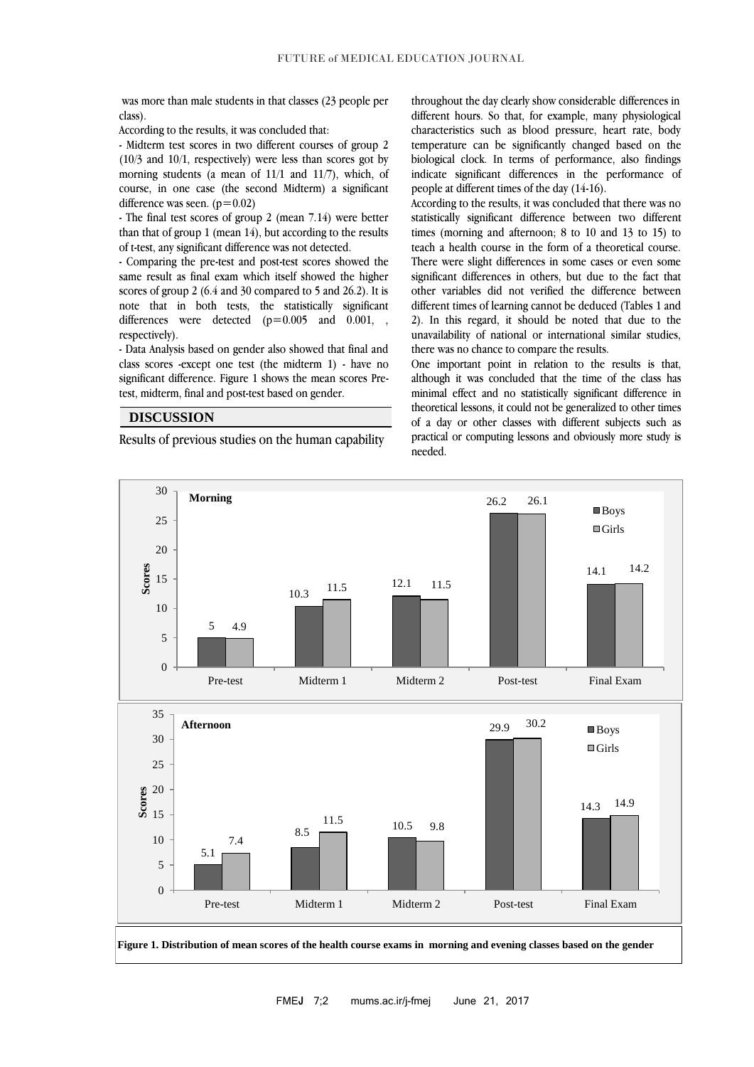was more than male students in that classes (23 people per class).

According to the results, it was concluded that:

- Midterm test scores in two different courses of group 2 (10/3 and 10/1, respectively) were less than scores got by morning students (a mean of 11/1 and 11/7), which, of course, in one case (the second Midterm) a significant difference was seen. (p=0.02)

- The final test scores of group 2 (mean 7.14) were better than that of group 1 (mean 14), but according to the results of t-test, any significant difference was not detected.

- Comparing the pre-test and post-test scores showed the same result as final exam which itself showed the higher scores of group 2 (6.4 and 30 compared to 5 and 26.2). It is note that in both tests, the statistically significant differences were detected (p=0.005 and 0.001, , respectively).

- Data Analysis based on gender also showed that final and class scores -except one test (the midterm 1) - have no significant difference. Figure 1 shows the mean scores Pre-test, midterm, final and post-test based on gender.

## DISCUSSION

Results of previous studies on the human capability throughout the day clearly show considerable differences in different hours. So that, for example, many physiological characteristics such as blood pressure, heart rate, body temperature can be significantly changed based on the biological clock. In terms of performance, also findings indicate significant differences in the performance of people at different times of the day (14-16).

According to the results, it was concluded that there was no statistically significant difference between two different times (morning and afternoon; 8 to 10 and 13 to 15) to teach a health course in the form of a theoretical course. There were slight differences in some cases or even some significant differences in others, but due to the fact that other variables did not verified the difference between different times of learning cannot be deduced (Tables 1 and 2). In this regard, it should be noted that due to the unavailability of national or international similar studies, there was no chance to compare the results.

One important point in relation to the results is that, although it was concluded that the time of the class has minimal effect and no statistically significant difference in theoretical lessons, it could not be generalized to other times of a day or other classes with different subjects such as practical or computing lessons and obviously more study is needed.

**Morning**

| | Boys | Girls |
|---|---|---|
| Pre-test | 5 | 4.9 |
| Midterm 1 | 10.3 | 11.5 |
| Midterm 2 | 12.1 | 11.5 |
| Post-test | 26.2 | 26.1 |
| Final Exam | 14.1 | 14.2 |

**Afternoon**

| | Boys | Girls |
|---|---|---|
| Pre-test | 5.1 | 7.4 |
| Midterm 1 | 8.5 | 11.5 |
| Midterm 2 | 10.5 | 9.8 |
| Post-test | 29.9 | 30.2 |
| Final Exam | 14.3 | 14.9 |

**Figure 1. Distribution of mean scores of the health course exams in morning and evening classes based on the gender**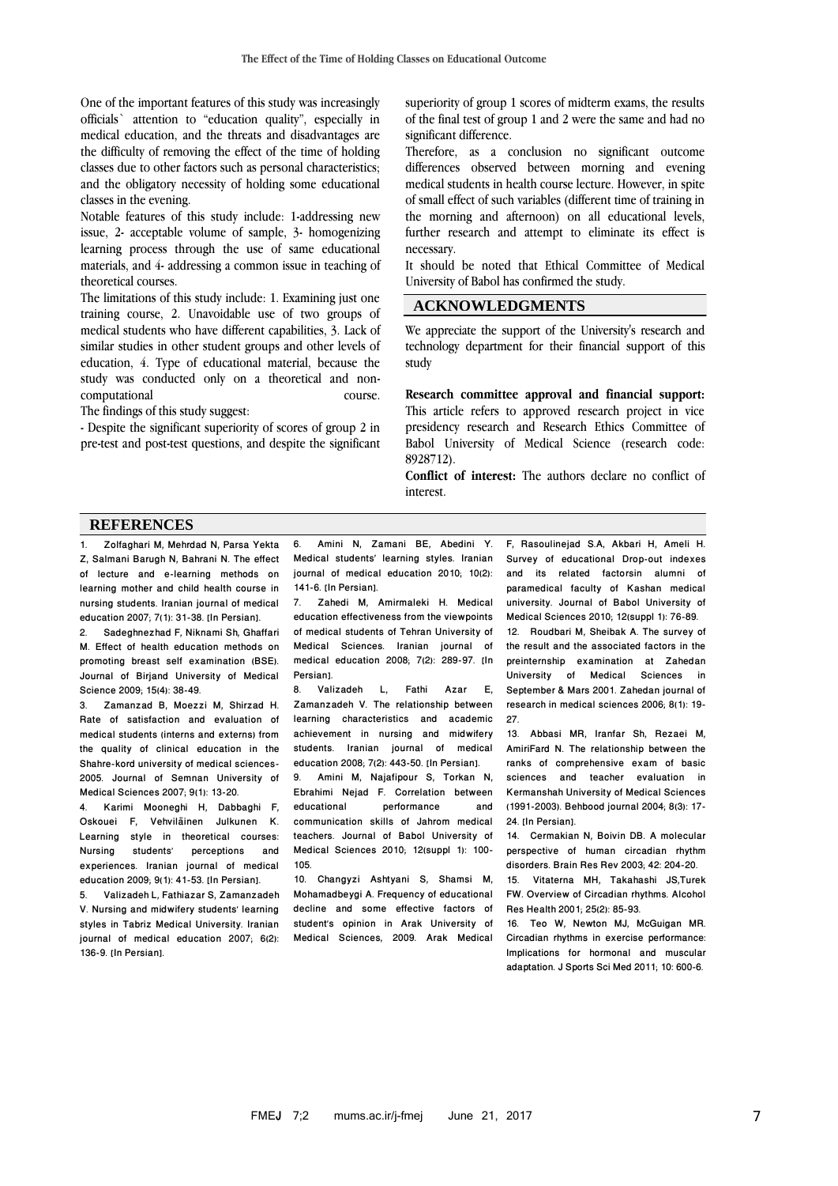One of the important features of this study was increasingly officials` attention to "education quality", especially in medical education, and the threats and disadvantages are the difficulty of removing the effect of the time of holding classes due to other factors such as personal characteristics; and the obligatory necessity of holding some educational classes in the evening.

Notable features of this study include: 1-addressing new issue, 2- acceptable volume of sample, 3- homogenizing learning process through the use of same educational materials, and 4- addressing a common issue in teaching of theoretical courses.

The limitations of this study include: 1. Examining just one training course, 2. Unavoidable use of two groups of medical students who have different capabilities, 3. Lack of similar studies in other student groups and other levels of education, 4. Type of educational material, because the study was conducted only on a theoretical and non-computational course.

The findings of this study suggest:

- Despite the significant superiority of scores of group 2 in pre-test and post-test questions, and despite the significant superiority of group 1 scores of midterm exams, the results of the final test of group 1 and 2 were the same and had no significant difference.

Therefore, as a conclusion no significant outcome differences observed between morning and evening medical students in health course lecture. However, in spite of small effect of such variables (different time of training in the morning and afternoon) on all educational levels, further research and attempt to eliminate its effect is necessary.

It should be noted that Ethical Committee of Medical University of Babol has confirmed the study.

## ACKNOWLEDGMENTS

We appreciate the support of the University's research and technology department for their financial support of this study

**Research committee approval and financial support:** This article refers to approved research project in vice presidency research and Research Ethics Committee of Babol University of Medical Science (research code: 8928712).

**Conflict of interest:** The authors declare no conflict of interest.

## REFERENCES

1. Zolfaghari M, Mehrdad N, Parsa Yekta Z, Salmani Barugh N, Bahrani N. The effect of lecture and e-learning methods on learning mother and child health course in nursing students. Iranian journal of medical education 2007; 7(1): 31-38. [In Persian].
2. Sadeghnezhad F, Niknami Sh, Ghaffari M. Effect of health education methods on promoting breast self examination (BSE). Journal of Birjand University of Medical Science 2009; 15(4): 38-49.
3. Zamanzad B, Moezzi M, Shirzad H. Rate of satisfaction and evaluation of medical students (interns and externs) from the quality of clinical education in the Shahre-kord university of medical sciences-2005. Journal of Semnan University of Medical Sciences 2007; 9(1): 13-20.
4. Karimi Mooneghi H, Dabbaghi F, Oskouei F, Vehviläinen Julkunen K. Learning style in theoretical courses: Nursing students' perceptions and experiences. Iranian journal of medical education 2009; 9(1): 41-53. [In Persian].
5. Valizadeh L, Fathiazar S, Zamanzadeh V. Nursing and midwifery students' learning styles in Tabriz Medical University. Iranian journal of medical education 2007; 6(2): 136-9. [In Persian].
6. Amini N, Zamani BE, Abedini Y. Medical students' learning styles. Iranian journal of medical education 2010; 10(2): 141-6. [In Persian].
7. Zahedi M, Amirmaleki H. Medical education effectiveness from the viewpoints of medical students of Tehran University of Medical Sciences. Iranian journal of medical education 2008; 7(2): 289-97. [In Persian].
8. Valizadeh L, Fathi Azar E, Zamanzadeh V. The relationship between learning characteristics and academic achievement in nursing and midwifery students. Iranian journal of medical education 2008; 7(2): 443-50. [In Persian].
9. Amini M, Najafipour S, Torkan N, Ebrahimi Nejad F. Correlation between educational performance and communication skills of Jahrom medical teachers. Journal of Babol University of Medical Sciences 2010; 12(suppl 1): 100-105.
10. Changyzi Ashtyani S, Shamsi M, Mohamadbeygi A. Frequency of educational decline and some effective factors of student's opinion in Arak University of Medical Sciences, 2009. Arak Medical
11. F, Rasoulinejad S.A, Akbari H, Ameli H. Survey of educational Drop-out indexes and its related factorsin alumni of paramedical faculty of Kashan medical university. Journal of Babol University of Medical Sciences 2010; 12(suppl 1): 76-89.
12. Roudbari M, Sheibak A. The survey of the result and the associated factors in the preinternship examination at Zahedan University of Medical Sciences in September & Mars 2001. Zahedan journal of research in medical sciences 2006; 8(1): 19-27.
13. Abbasi MR, Iranfar Sh, Rezaei M, AmiriFard N. The relationship between the ranks of comprehensive exam of basic sciences and teacher evaluation in Kermanshah University of Medical Sciences (1991-2003). Behbood journal 2004; 8(3): 17-24. [In Persian].
14. Cermakian N, Boivin DB. A molecular perspective of human circadian rhythm disorders. Brain Res Rev 2003; 42: 204-20.
15. Vitaterna MH, Takahashi JS,Turek FW. Overview of Circadian rhythms. Alcohol Res Health 2001; 25(2): 85-93.
16. Teo W, Newton MJ, McGuigan MR. Circadian rhythms in exercise performance: Implications for hormonal and muscular adaptation. J Sports Sci Med 2011; 10: 600-6.